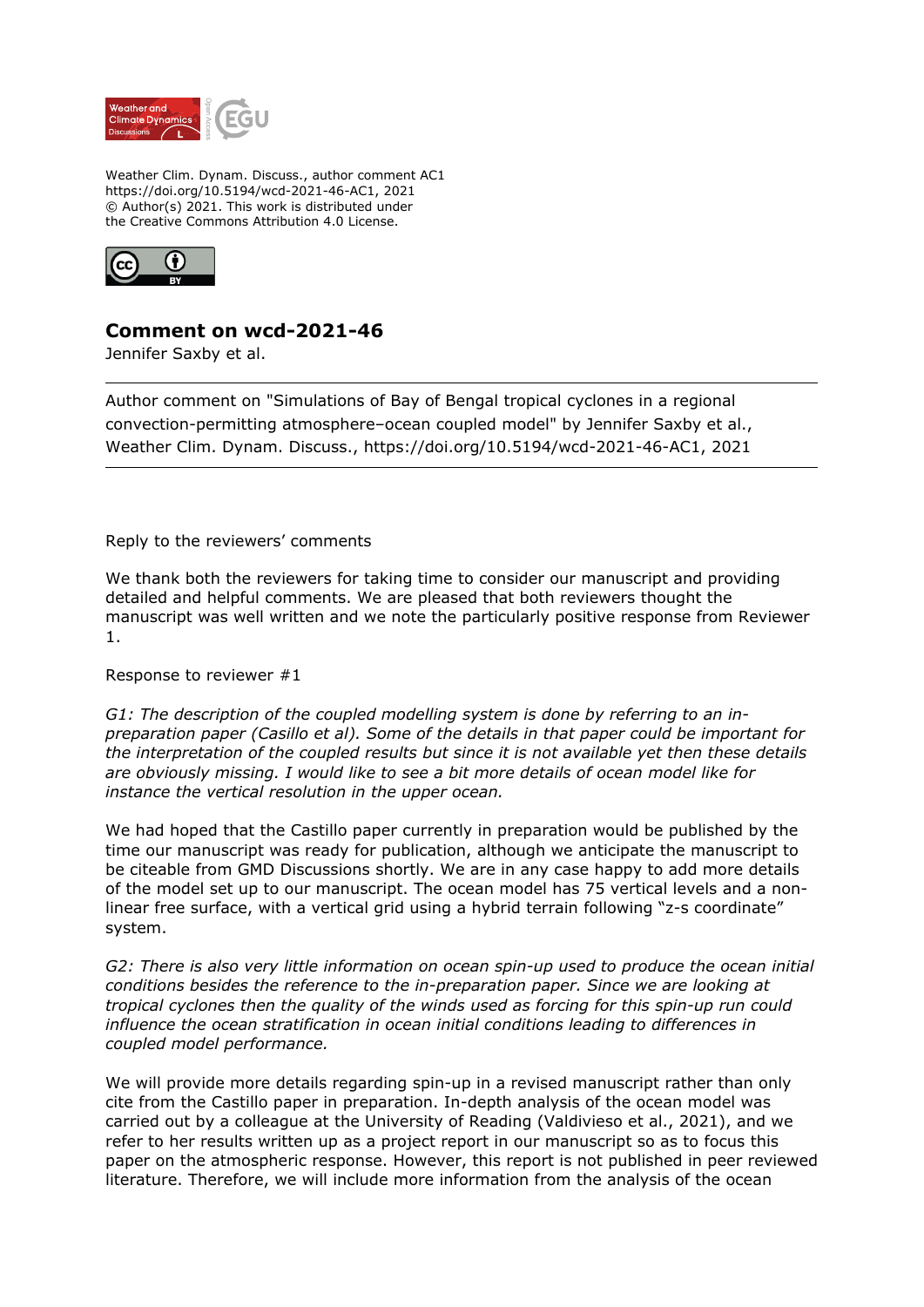Weather Clim. Dynam. Discuss., author comment AC1
https://doi.org/10.5194/wcd-2021-46-AC1, 2021
© Author(s) 2021. This work is distributed under
the Creative Commons Attribution 4.0 License.

## Comment on wcd-2021-46

Jennifer Saxby et al.

---

Author comment on "Simulations of Bay of Bengal tropical cyclones in a regional convection-permitting atmosphere–ocean coupled model" by Jennifer Saxby et al., Weather Clim. Dynam. Discuss., https://doi.org/10.5194/wcd-2021-46-AC1, 2021

---

Reply to the reviewers' comments

We thank both the reviewers for taking time to consider our manuscript and providing detailed and helpful comments. We are pleased that both reviewers thought the manuscript was well written and we note the particularly positive response from Reviewer 1.

Response to reviewer #1

*G1: The description of the coupled modelling system is done by referring to an in-preparation paper (Casillo et al). Some of the details in that paper could be important for the interpretation of the coupled results but since it is not available yet then these details are obviously missing. I would like to see a bit more details of ocean model like for instance the vertical resolution in the upper ocean.*

We had hoped that the Castillo paper currently in preparation would be published by the time our manuscript was ready for publication, although we anticipate the manuscript to be citeable from GMD Discussions shortly. We are in any case happy to add more details of the model set up to our manuscript. The ocean model has 75 vertical levels and a non-linear free surface, with a vertical grid using a hybrid terrain following "z-s coordinate" system.

*G2: There is also very little information on ocean spin-up used to produce the ocean initial conditions besides the reference to the in-preparation paper. Since we are looking at tropical cyclones then the quality of the winds used as forcing for this spin-up run could influence the ocean stratification in ocean initial conditions leading to differences in coupled model performance.*

We will provide more details regarding spin-up in a revised manuscript rather than only cite from the Castillo paper in preparation. In-depth analysis of the ocean model was carried out by a colleague at the University of Reading (Valdivieso et al., 2021), and we refer to her results written up as a project report in our manuscript so as to focus this paper on the atmospheric response. However, this report is not published in peer reviewed literature. Therefore, we will include more information from the analysis of the ocean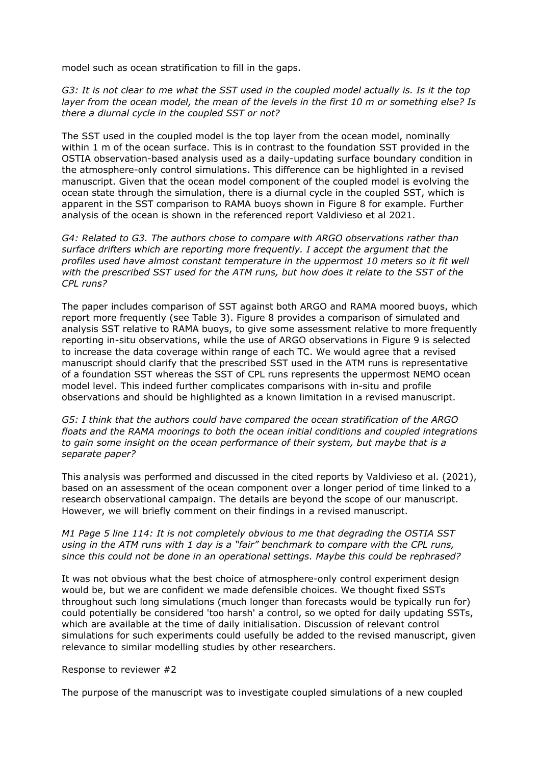model such as ocean stratification to fill in the gaps.

*G3: It is not clear to me what the SST used in the coupled model actually is. Is it the top layer from the ocean model, the mean of the levels in the first 10 m or something else? Is there a diurnal cycle in the coupled SST or not?*

The SST used in the coupled model is the top layer from the ocean model, nominally within 1 m of the ocean surface. This is in contrast to the foundation SST provided in the OSTIA observation-based analysis used as a daily-updating surface boundary condition in the atmosphere-only control simulations. This difference can be highlighted in a revised manuscript. Given that the ocean model component of the coupled model is evolving the ocean state through the simulation, there is a diurnal cycle in the coupled SST, which is apparent in the SST comparison to RAMA buoys shown in Figure 8 for example. Further analysis of the ocean is shown in the referenced report Valdivieso et al 2021.

*G4: Related to G3. The authors chose to compare with ARGO observations rather than surface drifters which are reporting more frequently. I accept the argument that the profiles used have almost constant temperature in the uppermost 10 meters so it fit well with the prescribed SST used for the ATM runs, but how does it relate to the SST of the CPL runs?*

The paper includes comparison of SST against both ARGO and RAMA moored buoys, which report more frequently (see Table 3). Figure 8 provides a comparison of simulated and analysis SST relative to RAMA buoys, to give some assessment relative to more frequently reporting in-situ observations, while the use of ARGO observations in Figure 9 is selected to increase the data coverage within range of each TC. We would agree that a revised manuscript should clarify that the prescribed SST used in the ATM runs is representative of a foundation SST whereas the SST of CPL runs represents the uppermost NEMO ocean model level. This indeed further complicates comparisons with in-situ and profile observations and should be highlighted as a known limitation in a revised manuscript.

*G5: I think that the authors could have compared the ocean stratification of the ARGO floats and the RAMA moorings to both the ocean initial conditions and coupled integrations to gain some insight on the ocean performance of their system, but maybe that is a separate paper?*

This analysis was performed and discussed in the cited reports by Valdivieso et al. (2021), based on an assessment of the ocean component over a longer period of time linked to a research observational campaign. The details are beyond the scope of our manuscript. However, we will briefly comment on their findings in a revised manuscript.

*M1 Page 5 line 114: It is not completely obvious to me that degrading the OSTIA SST using in the ATM runs with 1 day is a "fair" benchmark to compare with the CPL runs, since this could not be done in an operational settings. Maybe this could be rephrased?*

It was not obvious what the best choice of atmosphere-only control experiment design would be, but we are confident we made defensible choices. We thought fixed SSTs throughout such long simulations (much longer than forecasts would be typically run for) could potentially be considered 'too harsh' a control, so we opted for daily updating SSTs, which are available at the time of daily initialisation. Discussion of relevant control simulations for such experiments could usefully be added to the revised manuscript, given relevance to similar modelling studies by other researchers.

Response to reviewer #2

The purpose of the manuscript was to investigate coupled simulations of a new coupled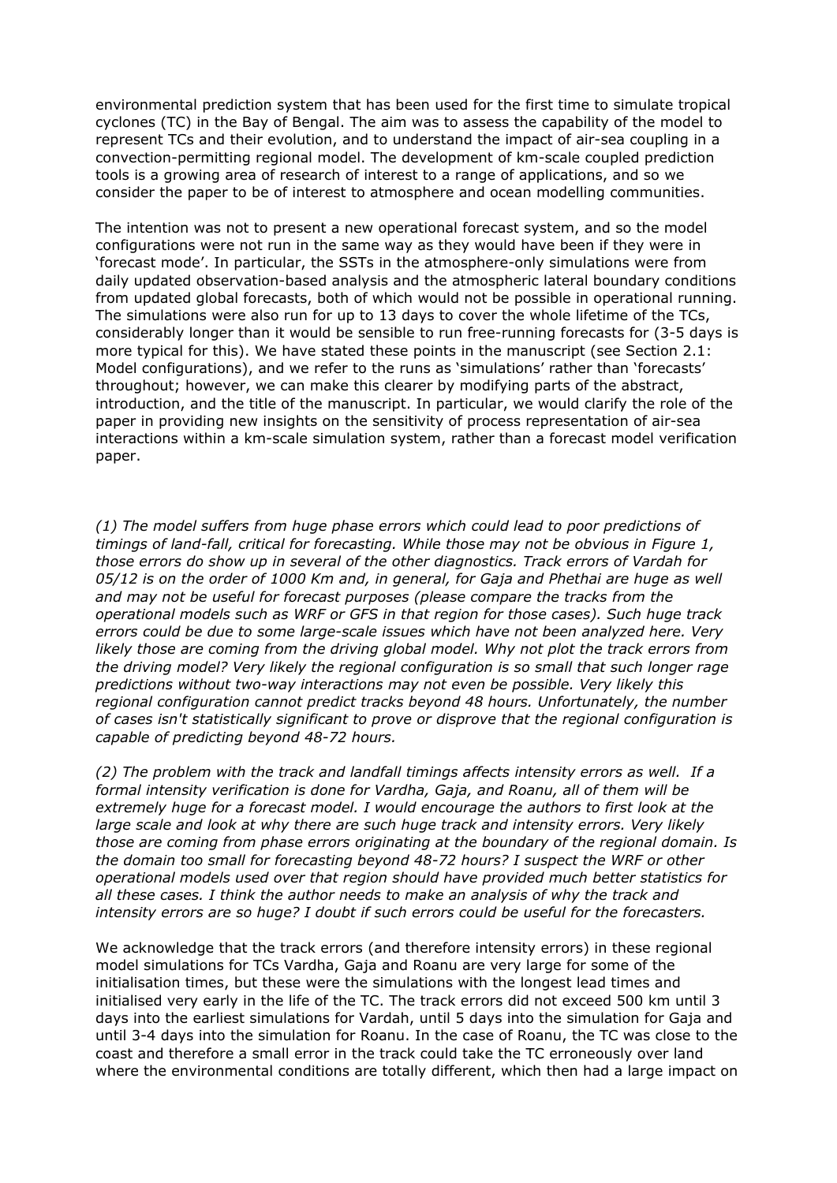environmental prediction system that has been used for the first time to simulate tropical cyclones (TC) in the Bay of Bengal. The aim was to assess the capability of the model to represent TCs and their evolution, and to understand the impact of air-sea coupling in a convection-permitting regional model. The development of km-scale coupled prediction tools is a growing area of research of interest to a range of applications, and so we consider the paper to be of interest to atmosphere and ocean modelling communities.

The intention was not to present a new operational forecast system, and so the model configurations were not run in the same way as they would have been if they were in 'forecast mode'. In particular, the SSTs in the atmosphere-only simulations were from daily updated observation-based analysis and the atmospheric lateral boundary conditions from updated global forecasts, both of which would not be possible in operational running. The simulations were also run for up to 13 days to cover the whole lifetime of the TCs, considerably longer than it would be sensible to run free-running forecasts for (3-5 days is more typical for this). We have stated these points in the manuscript (see Section 2.1: Model configurations), and we refer to the runs as 'simulations' rather than 'forecasts' throughout; however, we can make this clearer by modifying parts of the abstract, introduction, and the title of the manuscript. In particular, we would clarify the role of the paper in providing new insights on the sensitivity of process representation of air-sea interactions within a km-scale simulation system, rather than a forecast model verification paper.

*(1) The model suffers from huge phase errors which could lead to poor predictions of timings of land-fall, critical for forecasting. While those may not be obvious in Figure 1, those errors do show up in several of the other diagnostics. Track errors of Vardah for 05/12 is on the order of 1000 Km and, in general, for Gaja and Phethai are huge as well and may not be useful for forecast purposes (please compare the tracks from the operational models such as WRF or GFS in that region for those cases). Such huge track errors could be due to some large-scale issues which have not been analyzed here. Very likely those are coming from the driving global model. Why not plot the track errors from the driving model? Very likely the regional configuration is so small that such longer rage predictions without two-way interactions may not even be possible. Very likely this regional configuration cannot predict tracks beyond 48 hours. Unfortunately, the number of cases isn't statistically significant to prove or disprove that the regional configuration is capable of predicting beyond 48-72 hours.*

*(2) The problem with the track and landfall timings affects intensity errors as well. If a formal intensity verification is done for Vardha, Gaja, and Roanu, all of them will be extremely huge for a forecast model. I would encourage the authors to first look at the large scale and look at why there are such huge track and intensity errors. Very likely those are coming from phase errors originating at the boundary of the regional domain. Is the domain too small for forecasting beyond 48-72 hours? I suspect the WRF or other operational models used over that region should have provided much better statistics for all these cases. I think the author needs to make an analysis of why the track and intensity errors are so huge? I doubt if such errors could be useful for the forecasters.*

We acknowledge that the track errors (and therefore intensity errors) in these regional model simulations for TCs Vardha, Gaja and Roanu are very large for some of the initialisation times, but these were the simulations with the longest lead times and initialised very early in the life of the TC. The track errors did not exceed 500 km until 3 days into the earliest simulations for Vardah, until 5 days into the simulation for Gaja and until 3-4 days into the simulation for Roanu. In the case of Roanu, the TC was close to the coast and therefore a small error in the track could take the TC erroneously over land where the environmental conditions are totally different, which then had a large impact on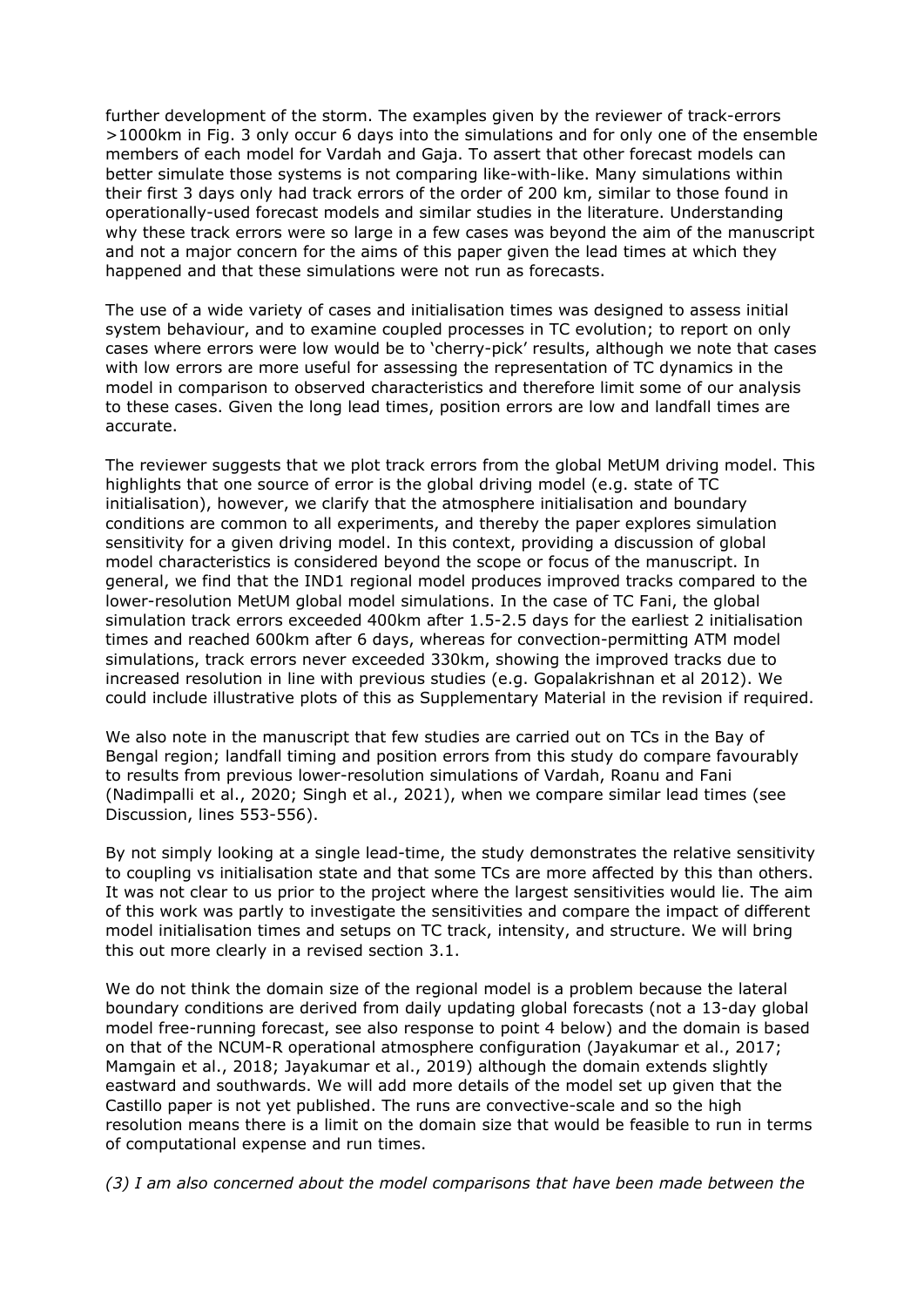further development of the storm. The examples given by the reviewer of track-errors >1000km in Fig. 3 only occur 6 days into the simulations and for only one of the ensemble members of each model for Vardah and Gaja. To assert that other forecast models can better simulate those systems is not comparing like-with-like. Many simulations within their first 3 days only had track errors of the order of 200 km, similar to those found in operationally-used forecast models and similar studies in the literature. Understanding why these track errors were so large in a few cases was beyond the aim of the manuscript and not a major concern for the aims of this paper given the lead times at which they happened and that these simulations were not run as forecasts.

The use of a wide variety of cases and initialisation times was designed to assess initial system behaviour, and to examine coupled processes in TC evolution; to report on only cases where errors were low would be to 'cherry-pick' results, although we note that cases with low errors are more useful for assessing the representation of TC dynamics in the model in comparison to observed characteristics and therefore limit some of our analysis to these cases. Given the long lead times, position errors are low and landfall times are accurate.

The reviewer suggests that we plot track errors from the global MetUM driving model. This highlights that one source of error is the global driving model (e.g. state of TC initialisation), however, we clarify that the atmosphere initialisation and boundary conditions are common to all experiments, and thereby the paper explores simulation sensitivity for a given driving model. In this context, providing a discussion of global model characteristics is considered beyond the scope or focus of the manuscript. In general, we find that the IND1 regional model produces improved tracks compared to the lower-resolution MetUM global model simulations. In the case of TC Fani, the global simulation track errors exceeded 400km after 1.5-2.5 days for the earliest 2 initialisation times and reached 600km after 6 days, whereas for convection-permitting ATM model simulations, track errors never exceeded 330km, showing the improved tracks due to increased resolution in line with previous studies (e.g. Gopalakrishnan et al 2012). We could include illustrative plots of this as Supplementary Material in the revision if required.

We also note in the manuscript that few studies are carried out on TCs in the Bay of Bengal region; landfall timing and position errors from this study do compare favourably to results from previous lower-resolution simulations of Vardah, Roanu and Fani (Nadimpalli et al., 2020; Singh et al., 2021), when we compare similar lead times (see Discussion, lines 553-556).

By not simply looking at a single lead-time, the study demonstrates the relative sensitivity to coupling vs initialisation state and that some TCs are more affected by this than others. It was not clear to us prior to the project where the largest sensitivities would lie. The aim of this work was partly to investigate the sensitivities and compare the impact of different model initialisation times and setups on TC track, intensity, and structure. We will bring this out more clearly in a revised section 3.1.

We do not think the domain size of the regional model is a problem because the lateral boundary conditions are derived from daily updating global forecasts (not a 13-day global model free-running forecast, see also response to point 4 below) and the domain is based on that of the NCUM-R operational atmosphere configuration (Jayakumar et al., 2017; Mamgain et al., 2018; Jayakumar et al., 2019) although the domain extends slightly eastward and southwards. We will add more details of the model set up given that the Castillo paper is not yet published. The runs are convective-scale and so the high resolution means there is a limit on the domain size that would be feasible to run in terms of computational expense and run times.

*(3) I am also concerned about the model comparisons that have been made between the*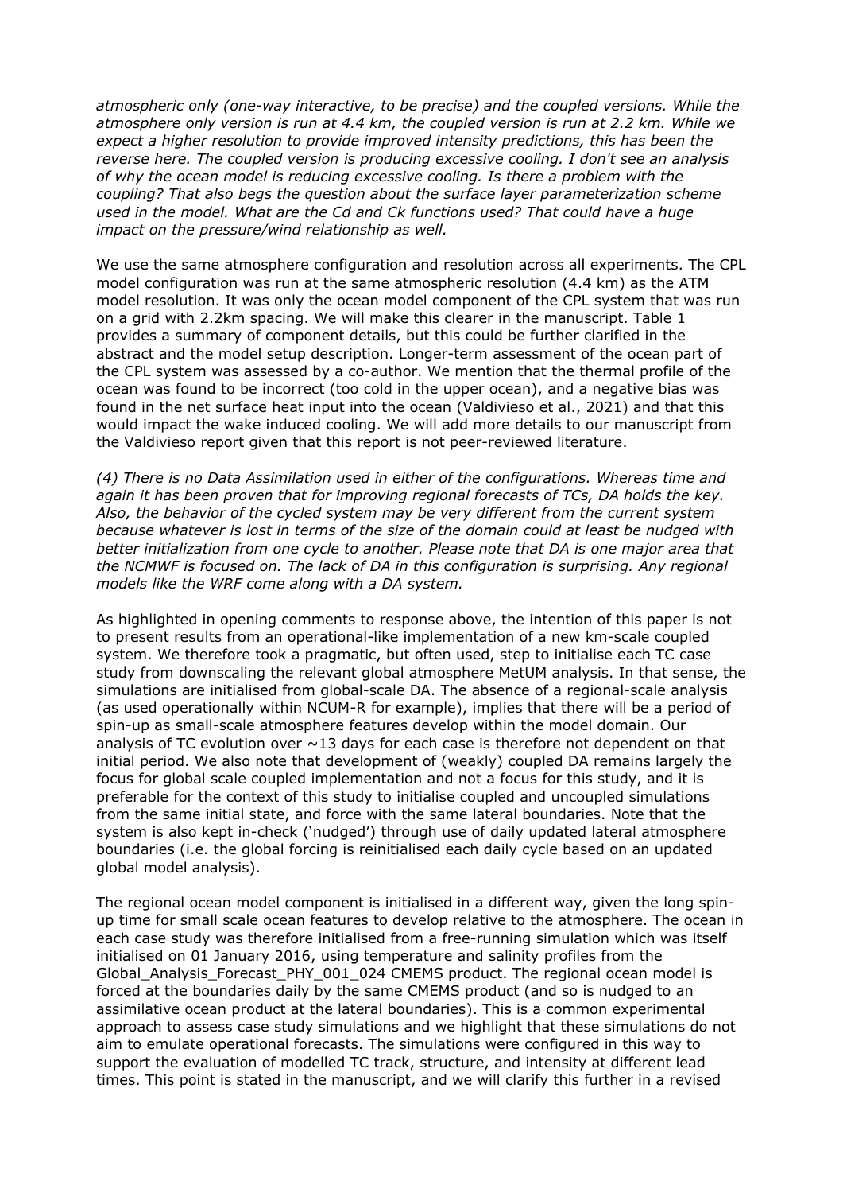*atmospheric only (one-way interactive, to be precise) and the coupled versions. While the atmosphere only version is run at 4.4 km, the coupled version is run at 2.2 km. While we expect a higher resolution to provide improved intensity predictions, this has been the reverse here. The coupled version is producing excessive cooling. I don't see an analysis of why the ocean model is reducing excessive cooling. Is there a problem with the coupling? That also begs the question about the surface layer parameterization scheme used in the model. What are the Cd and Ck functions used? That could have a huge impact on the pressure/wind relationship as well.*

We use the same atmosphere configuration and resolution across all experiments. The CPL model configuration was run at the same atmospheric resolution (4.4 km) as the ATM model resolution. It was only the ocean model component of the CPL system that was run on a grid with 2.2km spacing. We will make this clearer in the manuscript. Table 1 provides a summary of component details, but this could be further clarified in the abstract and the model setup description. Longer-term assessment of the ocean part of the CPL system was assessed by a co-author. We mention that the thermal profile of the ocean was found to be incorrect (too cold in the upper ocean), and a negative bias was found in the net surface heat input into the ocean (Valdivieso et al., 2021) and that this would impact the wake induced cooling. We will add more details to our manuscript from the Valdivieso report given that this report is not peer-reviewed literature.

*(4) There is no Data Assimilation used in either of the configurations. Whereas time and again it has been proven that for improving regional forecasts of TCs, DA holds the key. Also, the behavior of the cycled system may be very different from the current system because whatever is lost in terms of the size of the domain could at least be nudged with better initialization from one cycle to another. Please note that DA is one major area that the NCMWF is focused on. The lack of DA in this configuration is surprising. Any regional models like the WRF come along with a DA system.*

As highlighted in opening comments to response above, the intention of this paper is not to present results from an operational-like implementation of a new km-scale coupled system. We therefore took a pragmatic, but often used, step to initialise each TC case study from downscaling the relevant global atmosphere MetUM analysis. In that sense, the simulations are initialised from global-scale DA. The absence of a regional-scale analysis (as used operationally within NCUM-R for example), implies that there will be a period of spin-up as small-scale atmosphere features develop within the model domain. Our analysis of TC evolution over ~13 days for each case is therefore not dependent on that initial period. We also note that development of (weakly) coupled DA remains largely the focus for global scale coupled implementation and not a focus for this study, and it is preferable for the context of this study to initialise coupled and uncoupled simulations from the same initial state, and force with the same lateral boundaries. Note that the system is also kept in-check ('nudged') through use of daily updated lateral atmosphere boundaries (i.e. the global forcing is reinitialised each daily cycle based on an updated global model analysis).

The regional ocean model component is initialised in a different way, given the long spin-up time for small scale ocean features to develop relative to the atmosphere. The ocean in each case study was therefore initialised from a free-running simulation which was itself initialised on 01 January 2016, using temperature and salinity profiles from the Global_Analysis_Forecast_PHY_001_024 CMEMS product. The regional ocean model is forced at the boundaries daily by the same CMEMS product (and so is nudged to an assimilative ocean product at the lateral boundaries). This is a common experimental approach to assess case study simulations and we highlight that these simulations do not aim to emulate operational forecasts. The simulations were configured in this way to support the evaluation of modelled TC track, structure, and intensity at different lead times. This point is stated in the manuscript, and we will clarify this further in a revised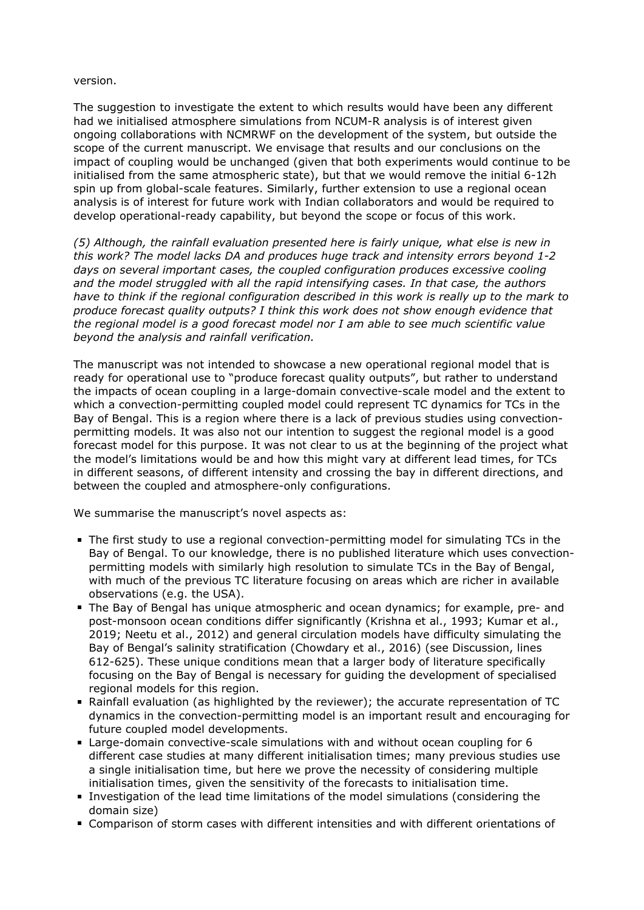version.

The suggestion to investigate the extent to which results would have been any different had we initialised atmosphere simulations from NCUM-R analysis is of interest given ongoing collaborations with NCMRWF on the development of the system, but outside the scope of the current manuscript. We envisage that results and our conclusions on the impact of coupling would be unchanged (given that both experiments would continue to be initialised from the same atmospheric state), but that we would remove the initial 6-12h spin up from global-scale features. Similarly, further extension to use a regional ocean analysis is of interest for future work with Indian collaborators and would be required to develop operational-ready capability, but beyond the scope or focus of this work.

*(5) Although, the rainfall evaluation presented here is fairly unique, what else is new in this work? The model lacks DA and produces huge track and intensity errors beyond 1-2 days on several important cases, the coupled configuration produces excessive cooling and the model struggled with all the rapid intensifying cases. In that case, the authors have to think if the regional configuration described in this work is really up to the mark to produce forecast quality outputs? I think this work does not show enough evidence that the regional model is a good forecast model nor I am able to see much scientific value beyond the analysis and rainfall verification.*

The manuscript was not intended to showcase a new operational regional model that is ready for operational use to "produce forecast quality outputs", but rather to understand the impacts of ocean coupling in a large-domain convective-scale model and the extent to which a convection-permitting coupled model could represent TC dynamics for TCs in the Bay of Bengal. This is a region where there is a lack of previous studies using convection-permitting models. It was also not our intention to suggest the regional model is a good forecast model for this purpose. It was not clear to us at the beginning of the project what the model's limitations would be and how this might vary at different lead times, for TCs in different seasons, of different intensity and crossing the bay in different directions, and between the coupled and atmosphere-only configurations.

We summarise the manuscript's novel aspects as:

- The first study to use a regional convection-permitting model for simulating TCs in the Bay of Bengal. To our knowledge, there is no published literature which uses convection-permitting models with similarly high resolution to simulate TCs in the Bay of Bengal, with much of the previous TC literature focusing on areas which are richer in available observations (e.g. the USA).
- The Bay of Bengal has unique atmospheric and ocean dynamics; for example, pre- and post-monsoon ocean conditions differ significantly (Krishna et al., 1993; Kumar et al., 2019; Neetu et al., 2012) and general circulation models have difficulty simulating the Bay of Bengal's salinity stratification (Chowdary et al., 2016) (see Discussion, lines 612-625). These unique conditions mean that a larger body of literature specifically focusing on the Bay of Bengal is necessary for guiding the development of specialised regional models for this region.
- Rainfall evaluation (as highlighted by the reviewer); the accurate representation of TC dynamics in the convection-permitting model is an important result and encouraging for future coupled model developments.
- Large-domain convective-scale simulations with and without ocean coupling for 6 different case studies at many different initialisation times; many previous studies use a single initialisation time, but here we prove the necessity of considering multiple initialisation times, given the sensitivity of the forecasts to initialisation time.
- Investigation of the lead time limitations of the model simulations (considering the domain size)
- Comparison of storm cases with different intensities and with different orientations of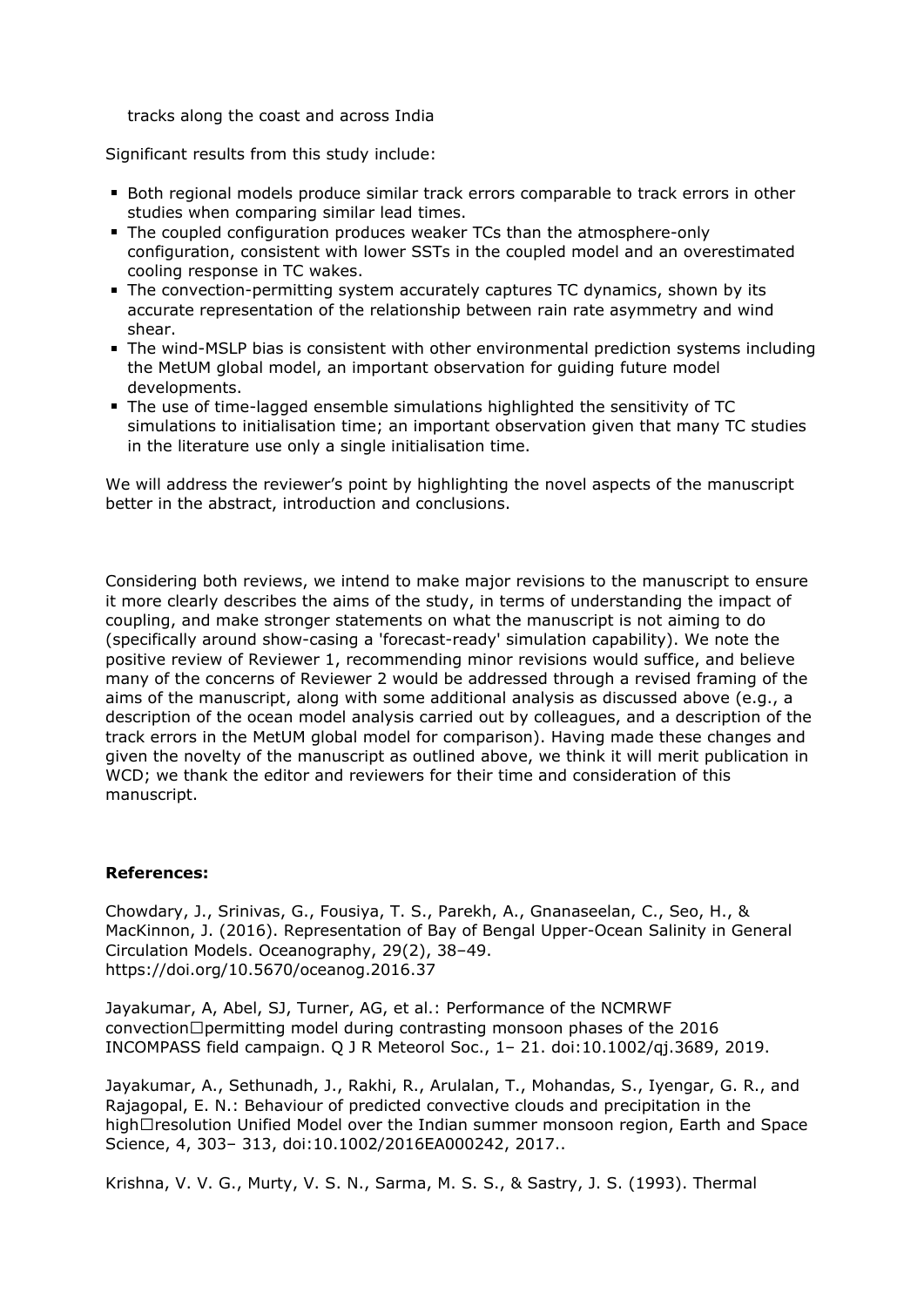tracks along the coast and across India

Significant results from this study include:

- Both regional models produce similar track errors comparable to track errors in other studies when comparing similar lead times.
- The coupled configuration produces weaker TCs than the atmosphere-only configuration, consistent with lower SSTs in the coupled model and an overestimated cooling response in TC wakes.
- The convection-permitting system accurately captures TC dynamics, shown by its accurate representation of the relationship between rain rate asymmetry and wind shear.
- The wind-MSLP bias is consistent with other environmental prediction systems including the MetUM global model, an important observation for guiding future model developments.
- The use of time-lagged ensemble simulations highlighted the sensitivity of TC simulations to initialisation time; an important observation given that many TC studies in the literature use only a single initialisation time.

We will address the reviewer's point by highlighting the novel aspects of the manuscript better in the abstract, introduction and conclusions.

Considering both reviews, we intend to make major revisions to the manuscript to ensure it more clearly describes the aims of the study, in terms of understanding the impact of coupling, and make stronger statements on what the manuscript is not aiming to do (specifically around show-casing a 'forecast-ready' simulation capability). We note the positive review of Reviewer 1, recommending minor revisions would suffice, and believe many of the concerns of Reviewer 2 would be addressed through a revised framing of the aims of the manuscript, along with some additional analysis as discussed above (e.g., a description of the ocean model analysis carried out by colleagues, and a description of the track errors in the MetUM global model for comparison). Having made these changes and given the novelty of the manuscript as outlined above, we think it will merit publication in WCD; we thank the editor and reviewers for their time and consideration of this manuscript.

**References:**

Chowdary, J., Srinivas, G., Fousiya, T. S., Parekh, A., Gnanaseelan, C., Seo, H., & MacKinnon, J. (2016). Representation of Bay of Bengal Upper-Ocean Salinity in General Circulation Models. Oceanography, 29(2), 38–49. https://doi.org/10.5670/oceanog.2016.37

Jayakumar, A, Abel, SJ, Turner, AG, et al.: Performance of the NCMRWF convection□permitting model during contrasting monsoon phases of the 2016 INCOMPASS field campaign. Q J R Meteorol Soc., 1– 21. doi:10.1002/qj.3689, 2019.

Jayakumar, A., Sethunadh, J., Rakhi, R., Arulalan, T., Mohandas, S., Iyengar, G. R., and Rajagopal, E. N.: Behaviour of predicted convective clouds and precipitation in the high□resolution Unified Model over the Indian summer monsoon region, Earth and Space Science, 4, 303– 313, doi:10.1002/2016EA000242, 2017..

Krishna, V. V. G., Murty, V. S. N., Sarma, M. S. S., & Sastry, J. S. (1993). Thermal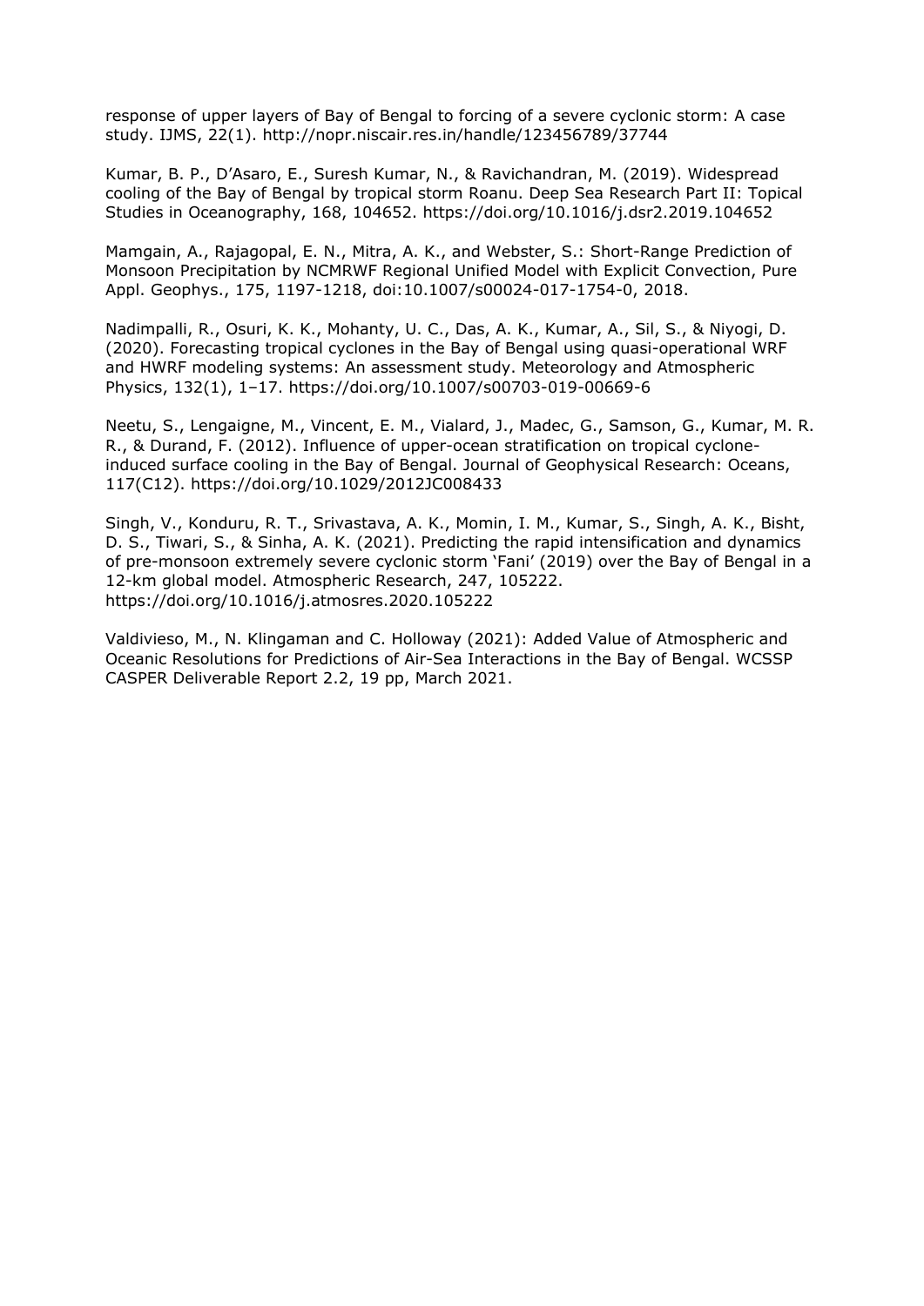response of upper layers of Bay of Bengal to forcing of a severe cyclonic storm: A case study. IJMS, 22(1). http://nopr.niscair.res.in/handle/123456789/37744

Kumar, B. P., D'Asaro, E., Suresh Kumar, N., & Ravichandran, M. (2019). Widespread cooling of the Bay of Bengal by tropical storm Roanu. Deep Sea Research Part II: Topical Studies in Oceanography, 168, 104652. https://doi.org/10.1016/j.dsr2.2019.104652

Mamgain, A., Rajagopal, E. N., Mitra, A. K., and Webster, S.: Short-Range Prediction of Monsoon Precipitation by NCMRWF Regional Unified Model with Explicit Convection, Pure Appl. Geophys., 175, 1197-1218, doi:10.1007/s00024-017-1754-0, 2018.

Nadimpalli, R., Osuri, K. K., Mohanty, U. C., Das, A. K., Kumar, A., Sil, S., & Niyogi, D. (2020). Forecasting tropical cyclones in the Bay of Bengal using quasi-operational WRF and HWRF modeling systems: An assessment study. Meteorology and Atmospheric Physics, 132(1), 1–17. https://doi.org/10.1007/s00703-019-00669-6

Neetu, S., Lengaigne, M., Vincent, E. M., Vialard, J., Madec, G., Samson, G., Kumar, M. R. R., & Durand, F. (2012). Influence of upper-ocean stratification on tropical cyclone-induced surface cooling in the Bay of Bengal. Journal of Geophysical Research: Oceans, 117(C12). https://doi.org/10.1029/2012JC008433

Singh, V., Konduru, R. T., Srivastava, A. K., Momin, I. M., Kumar, S., Singh, A. K., Bisht, D. S., Tiwari, S., & Sinha, A. K. (2021). Predicting the rapid intensification and dynamics of pre-monsoon extremely severe cyclonic storm 'Fani' (2019) over the Bay of Bengal in a 12-km global model. Atmospheric Research, 247, 105222. https://doi.org/10.1016/j.atmosres.2020.105222

Valdivieso, M., N. Klingaman and C. Holloway (2021): Added Value of Atmospheric and Oceanic Resolutions for Predictions of Air-Sea Interactions in the Bay of Bengal. WCSSP CASPER Deliverable Report 2.2, 19 pp, March 2021.